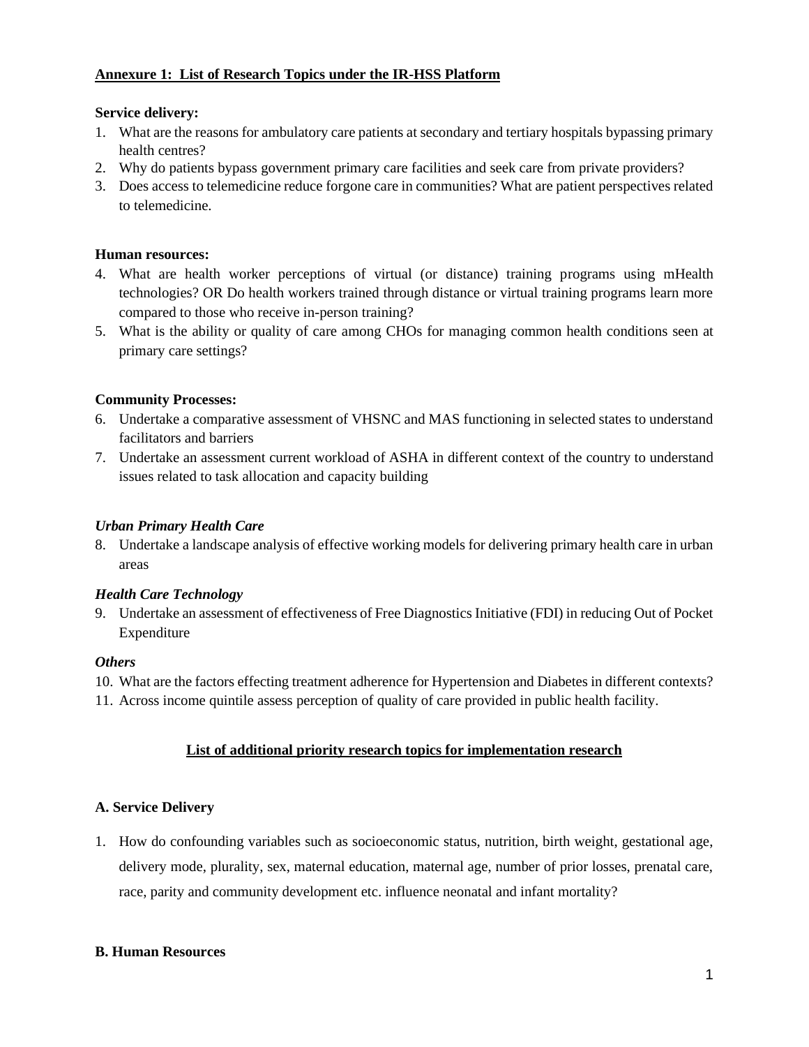**Annexure 1: List of Research Topics under the IR-HSS Platform**

**Service delivery:**

1. What are the reasons for ambulatory care patients at secondary and tertiary hospitals bypassing primary health centres?
2. Why do patients bypass government primary care facilities and seek care from private providers?
3. Does access to telemedicine reduce forgone care in communities? What are patient perspectives related to telemedicine.

**Human resources:**

4. What are health worker perceptions of virtual (or distance) training programs using mHealth technologies? OR Do health workers trained through distance or virtual training programs learn more compared to those who receive in-person training?
5. What is the ability or quality of care among CHOs for managing common health conditions seen at primary care settings?

**Community Processes:**

6. Undertake a comparative assessment of VHSNC and MAS functioning in selected states to understand facilitators and barriers
7. Undertake an assessment current workload of ASHA in different context of the country to understand issues related to task allocation and capacity building

***Urban Primary Health Care***

8. Undertake a landscape analysis of effective working models for delivering primary health care in urban areas

***Health Care Technology***

9. Undertake an assessment of effectiveness of Free Diagnostics Initiative (FDI) in reducing Out of Pocket Expenditure

***Others***

10. What are the factors effecting treatment adherence for Hypertension and Diabetes in different contexts?
11. Across income quintile assess perception of quality of care provided in public health facility.

**List of additional priority research topics for implementation research**

**A. Service Delivery**

1. How do confounding variables such as socioeconomic status, nutrition, birth weight, gestational age, delivery mode, plurality, sex, maternal education, maternal age, number of prior losses, prenatal care, race, parity and community development etc. influence neonatal and infant mortality?

**B. Human Resources**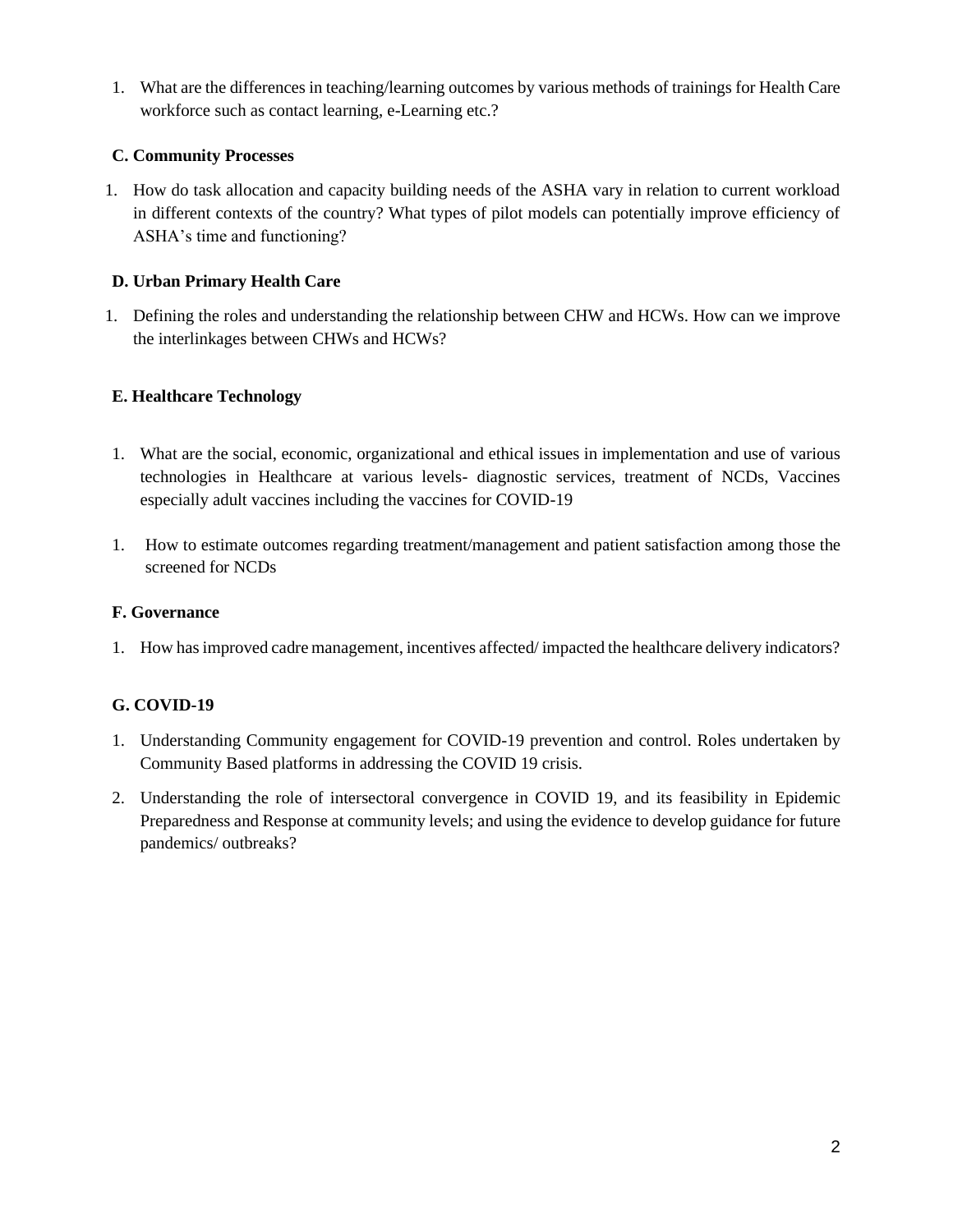1. What are the differences in teaching/learning outcomes by various methods of trainings for Health Care workforce such as contact learning, e-Learning etc.?

**C. Community Processes**

1. How do task allocation and capacity building needs of the ASHA vary in relation to current workload in different contexts of the country? What types of pilot models can potentially improve efficiency of ASHA's time and functioning?

**D. Urban Primary Health Care**

1. Defining the roles and understanding the relationship between CHW and HCWs. How can we improve the interlinkages between CHWs and HCWs?

**E. Healthcare Technology**

1. What are the social, economic, organizational and ethical issues in implementation and use of various technologies in Healthcare at various levels- diagnostic services, treatment of NCDs, Vaccines especially adult vaccines including the vaccines for COVID-19

1. How to estimate outcomes regarding treatment/management and patient satisfaction among those the screened for NCDs

**F. Governance**

1. How has improved cadre management, incentives affected/ impacted the healthcare delivery indicators?

**G. COVID-19**

1. Understanding Community engagement for COVID-19 prevention and control. Roles undertaken by Community Based platforms in addressing the COVID 19 crisis.
2. Understanding the role of intersectoral convergence in COVID 19, and its feasibility in Epidemic Preparedness and Response at community levels; and using the evidence to develop guidance for future pandemics/ outbreaks?